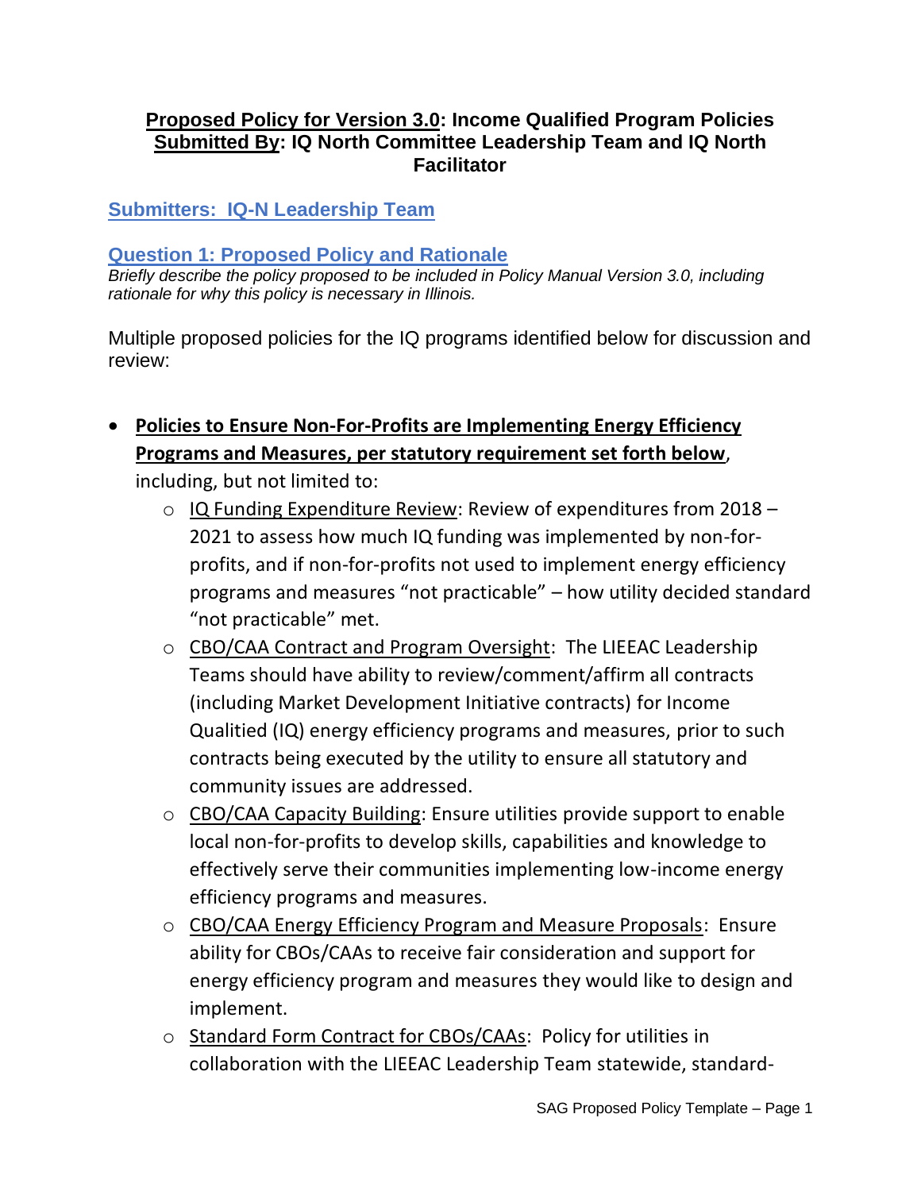**Proposed Policy for Version 3.0: Income Qualified Program Policies**
**Submitted By: IQ North Committee Leadership Team and IQ North Facilitator**

## Submitters: IQ-N Leadership Team

## Question 1: Proposed Policy and Rationale

*Briefly describe the policy proposed to be included in Policy Manual Version 3.0, including rationale for why this policy is necessary in Illinois.*

Multiple proposed policies for the IQ programs identified below for discussion and review:

- **Policies to Ensure Non-For-Profits are Implementing Energy Efficiency Programs and Measures, per statutory requirement set forth below**, including, but not limited to:
  - IQ Funding Expenditure Review: Review of expenditures from 2018 – 2021 to assess how much IQ funding was implemented by non-for-profits, and if non-for-profits not used to implement energy efficiency programs and measures "not practicable" – how utility decided standard "not practicable" met.
  - CBO/CAA Contract and Program Oversight: The LIEEAC Leadership Teams should have ability to review/comment/affirm all contracts (including Market Development Initiative contracts) for Income Qualitied (IQ) energy efficiency programs and measures, prior to such contracts being executed by the utility to ensure all statutory and community issues are addressed.
  - CBO/CAA Capacity Building: Ensure utilities provide support to enable local non-for-profits to develop skills, capabilities and knowledge to effectively serve their communities implementing low-income energy efficiency programs and measures.
  - CBO/CAA Energy Efficiency Program and Measure Proposals: Ensure ability for CBOs/CAAs to receive fair consideration and support for energy efficiency program and measures they would like to design and implement.
  - Standard Form Contract for CBOs/CAAs: Policy for utilities in collaboration with the LIEEAC Leadership Team statewide, standard-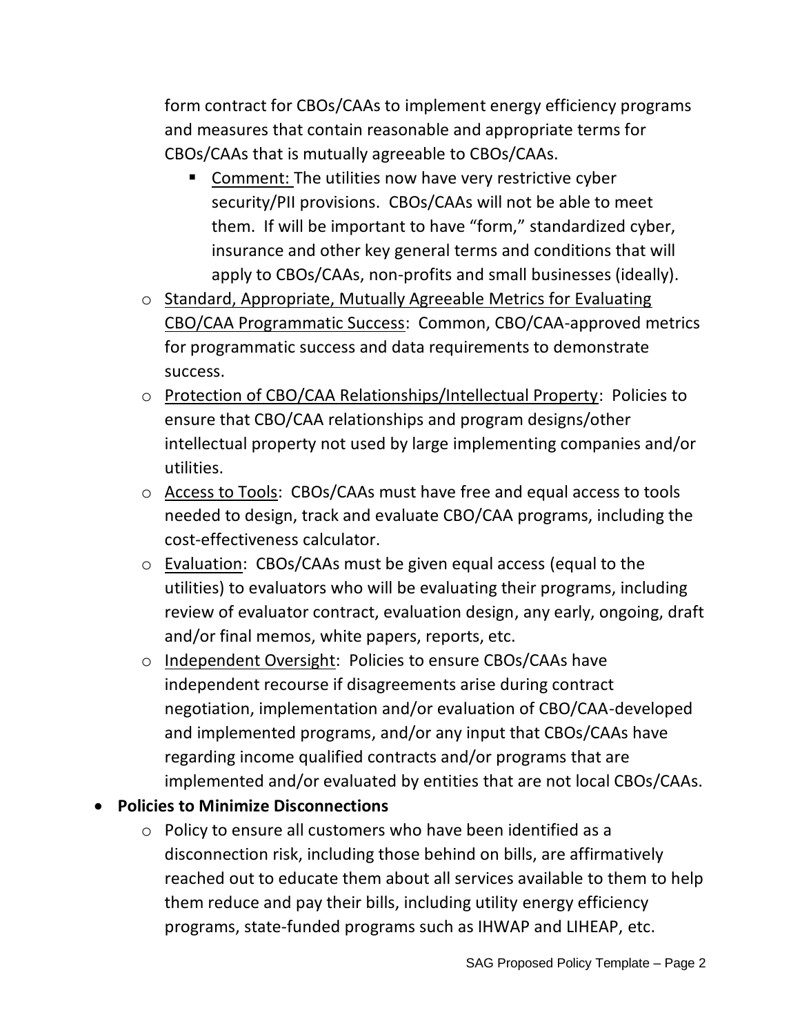form contract for CBOs/CAAs to implement energy efficiency programs and measures that contain reasonable and appropriate terms for CBOs/CAAs that is mutually agreeable to CBOs/CAAs.

        - <u>Comment:</u> The utilities now have very restrictive cyber security/PII provisions. CBOs/CAAs will not be able to meet them. If will be important to have "form," standardized cyber, insurance and other key general terms and conditions that will apply to CBOs/CAAs, non-profits and small businesses (ideally).

    - <u>Standard, Appropriate, Mutually Agreeable Metrics for Evaluating CBO/CAA Programmatic Success</u>: Common, CBO/CAA-approved metrics for programmatic success and data requirements to demonstrate success.
    - <u>Protection of CBO/CAA Relationships/Intellectual Property</u>: Policies to ensure that CBO/CAA relationships and program designs/other intellectual property not used by large implementing companies and/or utilities.
    - <u>Access to Tools</u>: CBOs/CAAs must have free and equal access to tools needed to design, track and evaluate CBO/CAA programs, including the cost-effectiveness calculator.
    - <u>Evaluation</u>: CBOs/CAAs must be given equal access (equal to the utilities) to evaluators who will be evaluating their programs, including review of evaluator contract, evaluation design, any early, ongoing, draft and/or final memos, white papers, reports, etc.
    - <u>Independent Oversight</u>: Policies to ensure CBOs/CAAs have independent recourse if disagreements arise during contract negotiation, implementation and/or evaluation of CBO/CAA-developed and implemented programs, and/or any input that CBOs/CAAs have regarding income qualified contracts and/or programs that are implemented and/or evaluated by entities that are not local CBOs/CAAs.

- **Policies to Minimize Disconnections**
    - Policy to ensure all customers who have been identified as a disconnection risk, including those behind on bills, are affirmatively reached out to educate them about all services available to them to help them reduce and pay their bills, including utility energy efficiency programs, state-funded programs such as IHWAP and LIHEAP, etc.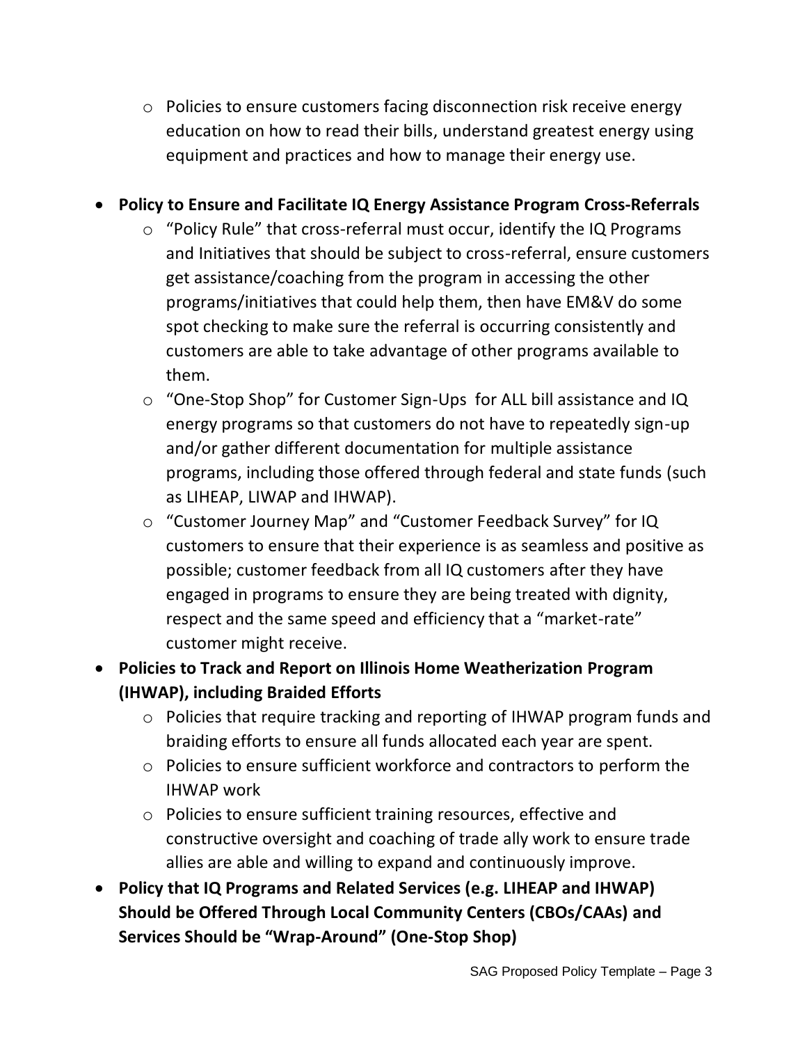- Policies to ensure customers facing disconnection risk receive energy education on how to read their bills, understand greatest energy using equipment and practices and how to manage their energy use.

- **Policy to Ensure and Facilitate IQ Energy Assistance Program Cross-Referrals**
  - "Policy Rule" that cross-referral must occur, identify the IQ Programs and Initiatives that should be subject to cross-referral, ensure customers get assistance/coaching from the program in accessing the other programs/initiatives that could help them, then have EM&V do some spot checking to make sure the referral is occurring consistently and customers are able to take advantage of other programs available to them.
  - "One-Stop Shop" for Customer Sign-Ups for ALL bill assistance and IQ energy programs so that customers do not have to repeatedly sign-up and/or gather different documentation for multiple assistance programs, including those offered through federal and state funds (such as LIHEAP, LIWAP and IHWAP).
  - "Customer Journey Map" and "Customer Feedback Survey" for IQ customers to ensure that their experience is as seamless and positive as possible; customer feedback from all IQ customers after they have engaged in programs to ensure they are being treated with dignity, respect and the same speed and efficiency that a "market-rate" customer might receive.
- **Policies to Track and Report on Illinois Home Weatherization Program (IHWAP), including Braided Efforts**
  - Policies that require tracking and reporting of IHWAP program funds and braiding efforts to ensure all funds allocated each year are spent.
  - Policies to ensure sufficient workforce and contractors to perform the IHWAP work
  - Policies to ensure sufficient training resources, effective and constructive oversight and coaching of trade ally work to ensure trade allies are able and willing to expand and continuously improve.
- **Policy that IQ Programs and Related Services (e.g. LIHEAP and IHWAP) Should be Offered Through Local Community Centers (CBOs/CAAs) and Services Should be "Wrap-Around" (One-Stop Shop)**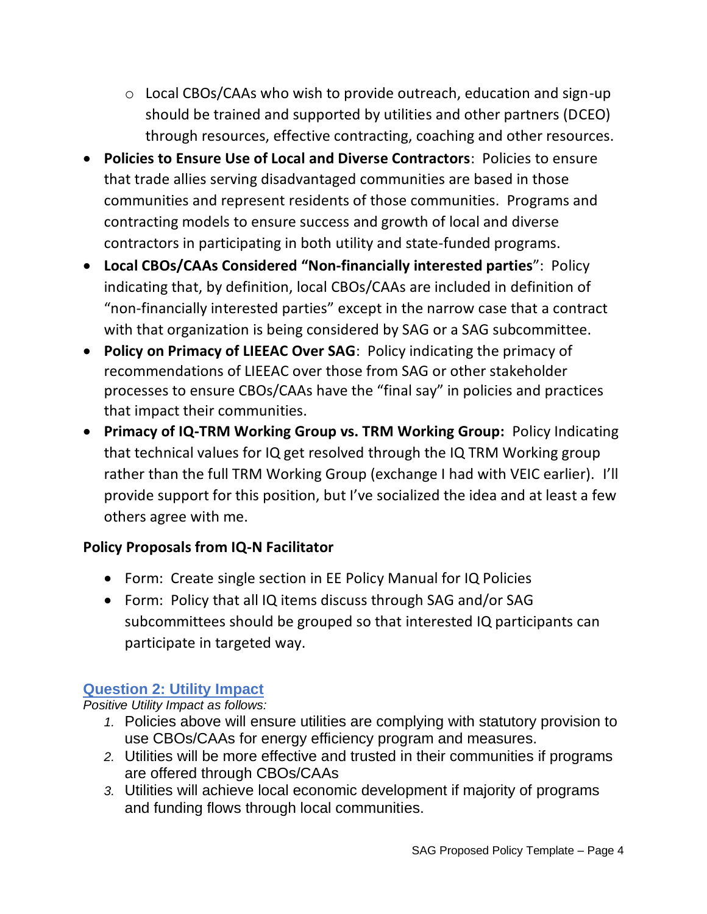- Local CBOs/CAAs who wish to provide outreach, education and sign-up should be trained and supported by utilities and other partners (DCEO) through resources, effective contracting, coaching and other resources.
- **Policies to Ensure Use of Local and Diverse Contractors**: Policies to ensure that trade allies serving disadvantaged communities are based in those communities and represent residents of those communities. Programs and contracting models to ensure success and growth of local and diverse contractors in participating in both utility and state-funded programs.
- **Local CBOs/CAAs Considered "Non-financially interested parties**": Policy indicating that, by definition, local CBOs/CAAs are included in definition of "non-financially interested parties" except in the narrow case that a contract with that organization is being considered by SAG or a SAG subcommittee.
- **Policy on Primacy of LIEEAC Over SAG**: Policy indicating the primacy of recommendations of LIEEAC over those from SAG or other stakeholder processes to ensure CBOs/CAAs have the "final say" in policies and practices that impact their communities.
- **Primacy of IQ-TRM Working Group vs. TRM Working Group:** Policy Indicating that technical values for IQ get resolved through the IQ TRM Working group rather than the full TRM Working Group (exchange I had with VEIC earlier). I'll provide support for this position, but I've socialized the idea and at least a few others agree with me.

**Policy Proposals from IQ-N Facilitator**

- Form: Create single section in EE Policy Manual for IQ Policies
- Form: Policy that all IQ items discuss through SAG and/or SAG subcommittees should be grouped so that interested IQ participants can participate in targeted way.

## Question 2: Utility Impact

*Positive Utility Impact as follows:*

1. Policies above will ensure utilities are complying with statutory provision to use CBOs/CAAs for energy efficiency program and measures.
2. Utilities will be more effective and trusted in their communities if programs are offered through CBOs/CAAs
3. Utilities will achieve local economic development if majority of programs and funding flows through local communities.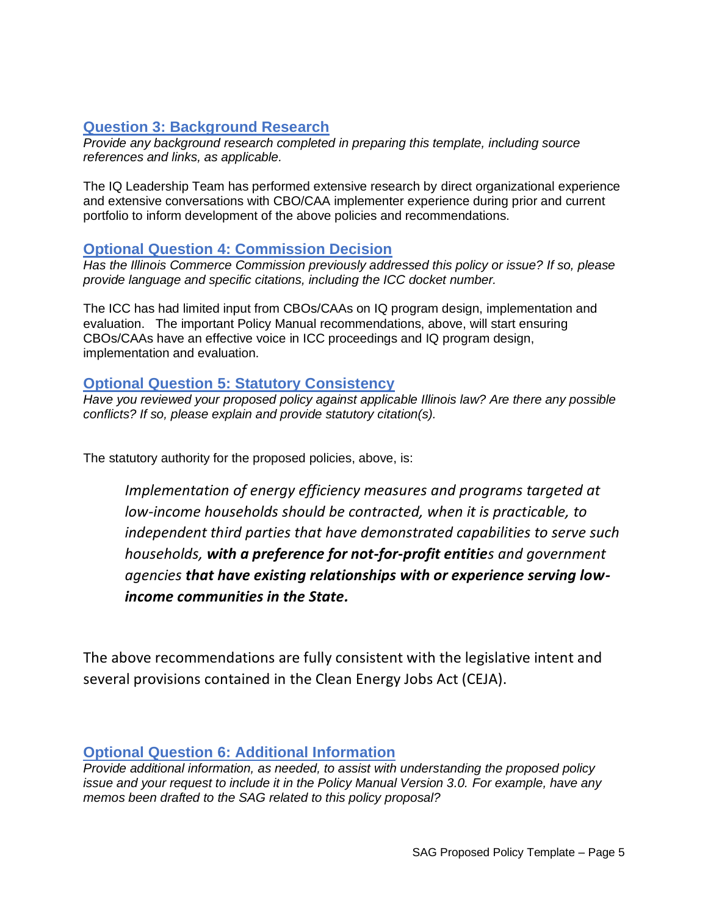## Question 3: Background Research

*Provide any background research completed in preparing this template, including source references and links, as applicable.*

The IQ Leadership Team has performed extensive research by direct organizational experience and extensive conversations with CBO/CAA implementer experience during prior and current portfolio to inform development of the above policies and recommendations.

## Optional Question 4: Commission Decision

*Has the Illinois Commerce Commission previously addressed this policy or issue? If so, please provide language and specific citations, including the ICC docket number.*

The ICC has had limited input from CBOs/CAAs on IQ program design, implementation and evaluation. The important Policy Manual recommendations, above, will start ensuring CBOs/CAAs have an effective voice in ICC proceedings and IQ program design, implementation and evaluation.

## Optional Question 5: Statutory Consistency

*Have you reviewed your proposed policy against applicable Illinois law? Are there any possible conflicts? If so, please explain and provide statutory citation(s).*

The statutory authority for the proposed policies, above, is:

> *Implementation of energy efficiency measures and programs targeted at low-income households should be contracted, when it is practicable, to independent third parties that have demonstrated capabilities to serve such households,* ***with a preference for not-for-profit entitie****s and government agencies* ***that have existing relationships with or experience serving low-income communities in the State.***

The above recommendations are fully consistent with the legislative intent and several provisions contained in the Clean Energy Jobs Act (CEJA).

## Optional Question 6: Additional Information

*Provide additional information, as needed, to assist with understanding the proposed policy issue and your request to include it in the Policy Manual Version 3.0. For example, have any memos been drafted to the SAG related to this policy proposal?*